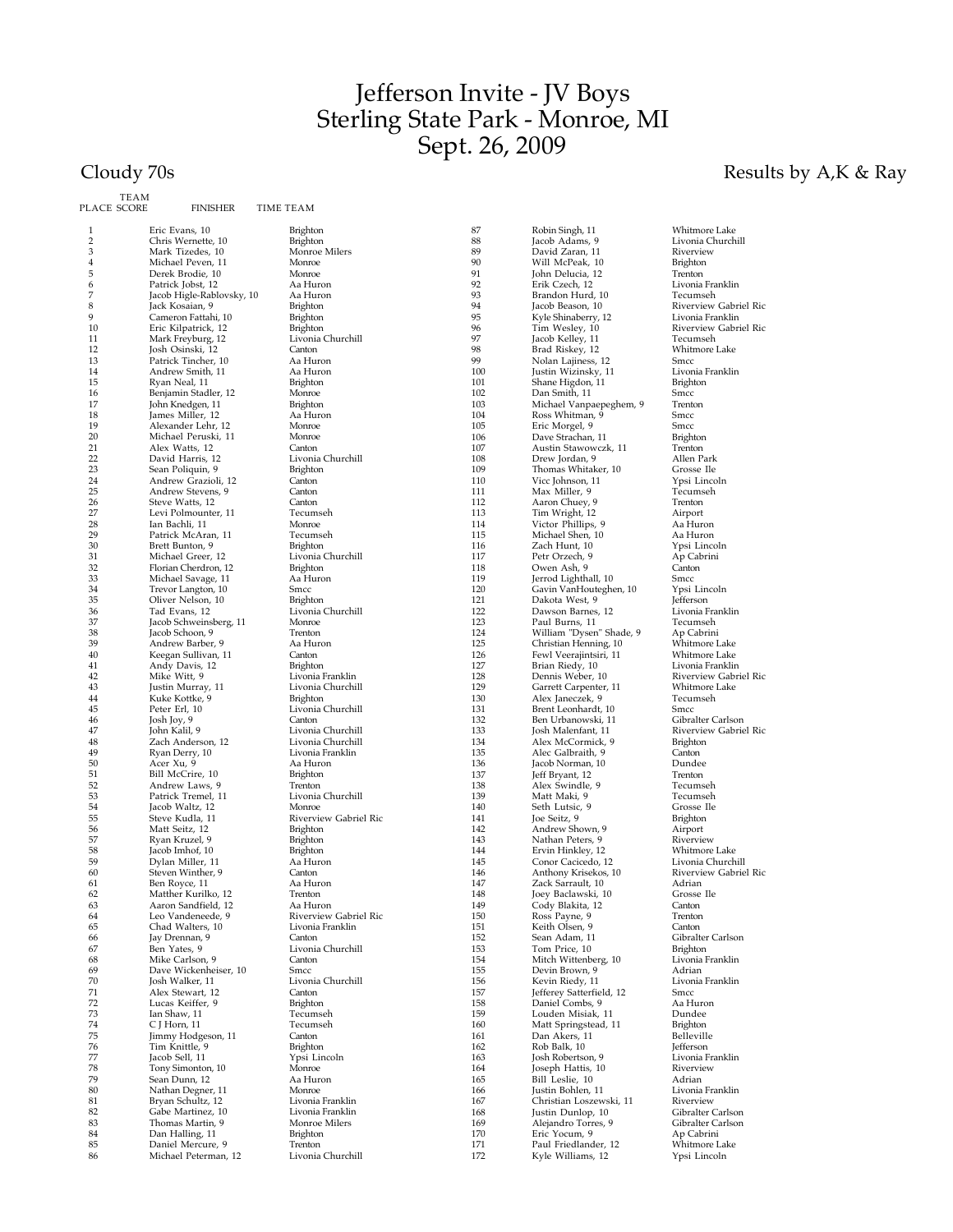# Jefferson Invite - JV Boys
# Sterling State Park - Monroe, MI
# Sept. 26, 2009

Cloudy 70s

Results by A,K & Ray

| PLACE | TEAM SCORE | FINISHER | TIME | TEAM |
|---|---|---|---|---|
| 1 | | Eric Evans, 10 | | Brighton |
| 2 | | Chris Wernette, 10 | | Brighton |
| 3 | | Mark Tizedes, 10 | | Monroe Milers |
| 4 | | Michael Peven, 11 | | Monroe |
| 5 | | Derek Brodie, 10 | | Monroe |
| 6 | | Patrick Jobst, 12 | | Aa Huron |
| 7 | | Jacob Higle-Rablovsky, 10 | | Aa Huron |
| 8 | | Jack Kosaian, 9 | | Brighton |
| 9 | | Cameron Fattahi, 10 | | Brighton |
| 10 | | Eric Kilpatrick, 12 | | Brighton |
| 11 | | Mark Freyburg, 12 | | Livonia Churchill |
| 12 | | Josh Osinski, 12 | | Canton |
| 13 | | Patrick Tincher, 10 | | Aa Huron |
| 14 | | Andrew Smith, 11 | | Aa Huron |
| 15 | | Ryan Neal, 11 | | Brighton |
| 16 | | Benjamin Stadler, 12 | | Monroe |
| 17 | | John Knedgen, 11 | | Brighton |
| 18 | | James Miller, 12 | | Aa Huron |
| 19 | | Alexander Lehr, 12 | | Monroe |
| 20 | | Michael Peruski, 11 | | Monroe |
| 21 | | Alex Watts, 12 | | Canton |
| 22 | | David Harris, 12 | | Livonia Churchill |
| 23 | | Sean Poliquin, 9 | | Brighton |
| 24 | | Andrew Grazioli, 12 | | Canton |
| 25 | | Andrew Stevens, 9 | | Canton |
| 26 | | Steve Watts, 12 | | Canton |
| 27 | | Levi Polmounter, 11 | | Tecumseh |
| 28 | | Ian Bachli, 11 | | Monroe |
| 29 | | Patrick McAran, 11 | | Tecumseh |
| 30 | | Brett Bunton, 9 | | Brighton |
| 31 | | Michael Greer, 12 | | Livonia Churchill |
| 32 | | Florian Cherdron, 12 | | Brighton |
| 33 | | Michael Savage, 11 | | Aa Huron |
| 34 | | Trevor Langton, 10 | | Smcc |
| 35 | | Oliver Nelson, 10 | | Brighton |
| 36 | | Tad Evans, 12 | | Livonia Churchill |
| 37 | | Jacob Schweinsberg, 11 | | Monroe |
| 38 | | Jacob Schoon, 9 | | Trenton |
| 39 | | Andrew Barber, 9 | | Aa Huron |
| 40 | | Keegan Sullivan, 11 | | Canton |
| 41 | | Andy Davis, 12 | | Brighton |
| 42 | | Mike Witt, 9 | | Livonia Franklin |
| 43 | | Justin Murray, 11 | | Livonia Churchill |
| 44 | | Kuke Kottke, 9 | | Brighton |
| 45 | | Peter Erl, 10 | | Livonia Churchill |
| 46 | | Josh Joy, 9 | | Canton |
| 47 | | John Kalil, 9 | | Livonia Churchill |
| 48 | | Zach Anderson, 12 | | Livonia Churchill |
| 49 | | Ryan Derry, 10 | | Livonia Franklin |
| 50 | | Acer Xu, 9 | | Aa Huron |
| 51 | | Bill McCrire, 10 | | Brighton |
| 52 | | Andrew Laws, 9 | | Trenton |
| 53 | | Patrick Tremel, 11 | | Livonia Churchill |
| 54 | | Jacob Waltz, 12 | | Monroe |
| 55 | | Steve Kudla, 11 | | Riverview Gabriel Ric |
| 56 | | Matt Seitz, 12 | | Brighton |
| 57 | | Ryan Kruzel, 9 | | Brighton |
| 58 | | Jacob Imhof, 10 | | Brighton |
| 59 | | Dylan Miller, 11 | | Aa Huron |
| 60 | | Steven Winther, 9 | | Canton |
| 61 | | Ben Royce, 11 | | Aa Huron |
| 62 | | Matther Kurilko, 12 | | Trenton |
| 63 | | Aaron Sandfield, 12 | | Aa Huron |
| 64 | | Leo Vandeneede, 9 | | Riverview Gabriel Ric |
| 65 | | Chad Walters, 10 | | Livonia Franklin |
| 66 | | Jay Drennan, 9 | | Canton |
| 67 | | Ben Yates, 9 | | Livonia Churchill |
| 68 | | Mike Carlson, 9 | | Canton |
| 69 | | Dave Wickenheiser, 10 | | Smcc |
| 70 | | Josh Walker, 11 | | Livonia Churchill |
| 71 | | Alex Stewart, 12 | | Canton |
| 72 | | Lucas Keiffer, 9 | | Brighton |
| 73 | | Ian Shaw, 11 | | Tecumseh |
| 74 | | C J Horn, 11 | | Tecumseh |
| 75 | | Jimmy Hodgeson, 11 | | Canton |
| 76 | | Tim Knittle, 9 | | Brighton |
| 77 | | Jacob Sell, 11 | | Ypsi Lincoln |
| 78 | | Tony Simonton, 10 | | Monroe |
| 79 | | Sean Dunn, 12 | | Aa Huron |
| 80 | | Nathan Degner, 11 | | Monroe |
| 81 | | Bryan Schultz, 12 | | Livonia Franklin |
| 82 | | Gabe Martinez, 10 | | Livonia Franklin |
| 83 | | Thomas Martin, 9 | | Monroe Milers |
| 84 | | Dan Halling, 11 | | Brighton |
| 85 | | Daniel Mercure, 9 | | Trenton |
| 86 | | Michael Peterman, 12 | | Livonia Churchill |
| 87 | | Robin Singh, 11 | | Whitmore Lake |
| 88 | | Jacob Adams, 9 | | Livonia Churchill |
| 89 | | David Zaran, 11 | | Riverview |
| 90 | | Will McPeak, 10 | | Brighton |
| 91 | | John Delucia, 12 | | Trenton |
| 92 | | Erik Czech, 12 | | Livonia Franklin |
| 93 | | Brandon Hurd, 10 | | Tecumseh |
| 94 | | Jacob Beason, 10 | | Riverview Gabriel Ric |
| 95 | | Kyle Shinaberry, 12 | | Livonia Franklin |
| 96 | | Tim Wesley, 10 | | Riverview Gabriel Ric |
| 97 | | Jacob Kelley, 11 | | Tecumseh |
| 98 | | Brad Riskey, 12 | | Whitmore Lake |
| 99 | | Nolan Lajiness, 12 | | Smcc |
| 100 | | Justin Wizinsky, 11 | | Livonia Franklin |
| 101 | | Shane Higdon, 11 | | Brighton |
| 102 | | Dan Smith, 11 | | Smcc |
| 103 | | Michael Vanpaepeghem, 9 | | Trenton |
| 104 | | Ross Whitman, 9 | | Smcc |
| 105 | | Eric Morgel, 9 | | Smcc |
| 106 | | Dave Strachan, 11 | | Brighton |
| 107 | | Austin Stawowczk, 11 | | Trenton |
| 108 | | Drew Jordan, 9 | | Allen Park |
| 109 | | Thomas Whitaker, 10 | | Grosse Ile |
| 110 | | Vicc Johnson, 11 | | Ypsi Lincoln |
| 111 | | Max Miller, 9 | | Tecumseh |
| 112 | | Aaron Chuey, 9 | | Trenton |
| 113 | | Tim Wright, 12 | | Airport |
| 114 | | Victor Phillips, 9 | | Aa Huron |
| 115 | | Michael Shen, 10 | | Aa Huron |
| 116 | | Zach Hunt, 10 | | Ypsi Lincoln |
| 117 | | Petr Orzech, 9 | | Ap Cabrini |
| 118 | | Owen Ash, 9 | | Canton |
| 119 | | Jerrod Lighthall, 10 | | Smcc |
| 120 | | Gavin VanHouteghen, 10 | | Ypsi Lincoln |
| 121 | | Dakota West, 9 | | Jefferson |
| 122 | | Dawson Barnes, 12 | | Livonia Franklin |
| 123 | | Paul Burns, 11 | | Tecumseh |
| 124 | | William "Dysen" Shade, 9 | | Ap Cabrini |
| 125 | | Christian Henning, 10 | | Whitmore Lake |
| 126 | | Fewl Veerajintsiri, 11 | | Whitmore Lake |
| 127 | | Brian Riedy, 10 | | Livonia Franklin |
| 128 | | Dennis Weber, 10 | | Riverview Gabriel Ric |
| 129 | | Garrett Carpenter, 11 | | Whitmore Lake |
| 130 | | Alex Janeczek, 9 | | Tecumseh |
| 131 | | Brent Leonhardt, 10 | | Smcc |
| 132 | | Ben Urbanowski, 11 | | Gibraltar Carlson |
| 133 | | Josh Malenfant, 11 | | Riverview Gabriel Ric |
| 134 | | Alex McCormick, 9 | | Brighton |
| 135 | | Alec Galbraith, 9 | | Canton |
| 136 | | Jacob Norman, 10 | | Dundee |
| 137 | | Jeff Bryant, 12 | | Trenton |
| 138 | | Alex Swindle, 9 | | Tecumseh |
| 139 | | Matt Maki, 9 | | Tecumseh |
| 140 | | Seth Lutsic, 9 | | Grosse Ile |
| 141 | | Joe Seitz, 9 | | Brighton |
| 142 | | Andrew Shown, 9 | | Airport |
| 143 | | Nathan Peters, 9 | | Riverview |
| 144 | | Ervin Hinkley, 12 | | Whitmore Lake |
| 145 | | Conor Cacicedo, 12 | | Livonia Churchill |
| 146 | | Anthony Krisekos, 10 | | Riverview Gabriel Ric |
| 147 | | Zack Sarrault, 10 | | Adrian |
| 148 | | Joey Baclawski, 10 | | Grosse Ile |
| 149 | | Cody Blakita, 12 | | Canton |
| 150 | | Ross Payne, 9 | | Trenton |
| 151 | | Keith Olsen, 9 | | Canton |
| 152 | | Sean Adam, 11 | | Gibralter Carlson |
| 153 | | Tom Price, 10 | | Brighton |
| 154 | | Mitch Wittenberg, 10 | | Livonia Franklin |
| 155 | | Devin Brown, 9 | | Adrian |
| 156 | | Kevin Riedy, 11 | | Livonia Franklin |
| 157 | | Jefferey Satterfield, 12 | | Smcc |
| 158 | | Daniel Combs, 9 | | Aa Huron |
| 159 | | Louden Misiak, 11 | | Dundee |
| 160 | | Matt Springstead, 11 | | Brighton |
| 161 | | Dan Akers, 11 | | Belleville |
| 162 | | Rob Balk, 10 | | Jefferson |
| 163 | | Josh Robertson, 9 | | Livonia Franklin |
| 164 | | Joseph Hattis, 10 | | Riverview |
| 165 | | Bill Leslie, 10 | | Adrian |
| 166 | | Justin Bohlen, 11 | | Livonia Franklin |
| 167 | | Christian Loszewski, 11 | | Riverview |
| 168 | | Justin Dunlop, 10 | | Gibralter Carlson |
| 169 | | Alejandro Torres, 9 | | Gibralter Carlson |
| 170 | | Eric Yocum, 9 | | Ap Cabrini |
| 171 | | Paul Friedlander, 12 | | Whitmore Lake |
| 172 | | Kyle Williams, 12 | | Ypsi Lincoln |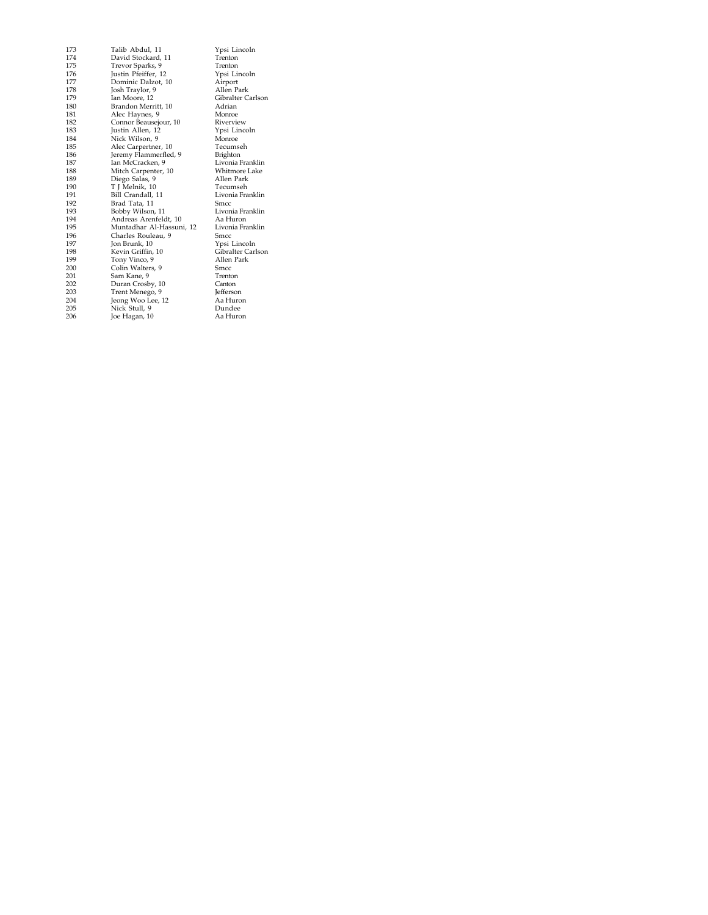| | | |
|---|---|---|
| 173 | Talib Abdul, 11 | Ypsi Lincoln |
| 174 | David Stockard, 11 | Trenton |
| 175 | Trevor Sparks, 9 | Trenton |
| 176 | Justin Pfeiffer, 12 | Ypsi Lincoln |
| 177 | Dominic Dalzot, 10 | Airport |
| 178 | Josh Traylor, 9 | Allen Park |
| 179 | Ian Moore, 12 | Gibralter Carlson |
| 180 | Brandon Merritt, 10 | Adrian |
| 181 | Alec Haynes, 9 | Monroe |
| 182 | Connor Beausejour, 10 | Riverview |
| 183 | Justin Allen, 12 | Ypsi Lincoln |
| 184 | Nick Wilson, 9 | Monroe |
| 185 | Alec Carpertner, 10 | Tecumseh |
| 186 | Jeremy Flammerfled, 9 | Brighton |
| 187 | Ian McCracken, 9 | Livonia Franklin |
| 188 | Mitch Carpenter, 10 | Whitmore Lake |
| 189 | Diego Salas, 9 | Allen Park |
| 190 | T J Melnik, 10 | Tecumseh |
| 191 | Bill Crandall, 11 | Livonia Franklin |
| 192 | Brad Tata, 11 | Smcc |
| 193 | Bobby Wilson, 11 | Livonia Franklin |
| 194 | Andreas Arenfeldt, 10 | Aa Huron |
| 195 | Muntadhar Al-Hassuni, 12 | Livonia Franklin |
| 196 | Charles Rouleau, 9 | Smcc |
| 197 | Jon Brunk, 10 | Ypsi Lincoln |
| 198 | Kevin Griffin, 10 | Gibralter Carlson |
| 199 | Tony Vinco, 9 | Allen Park |
| 200 | Colin Walters, 9 | Smcc |
| 201 | Sam Kane, 9 | Trenton |
| 202 | Duran Crosby, 10 | Canton |
| 203 | Trent Menego, 9 | Jefferson |
| 204 | Jeong Woo Lee, 12 | Aa Huron |
| 205 | Nick Stull, 9 | Dundee |
| 206 | Joe Hagan, 10 | Aa Huron |